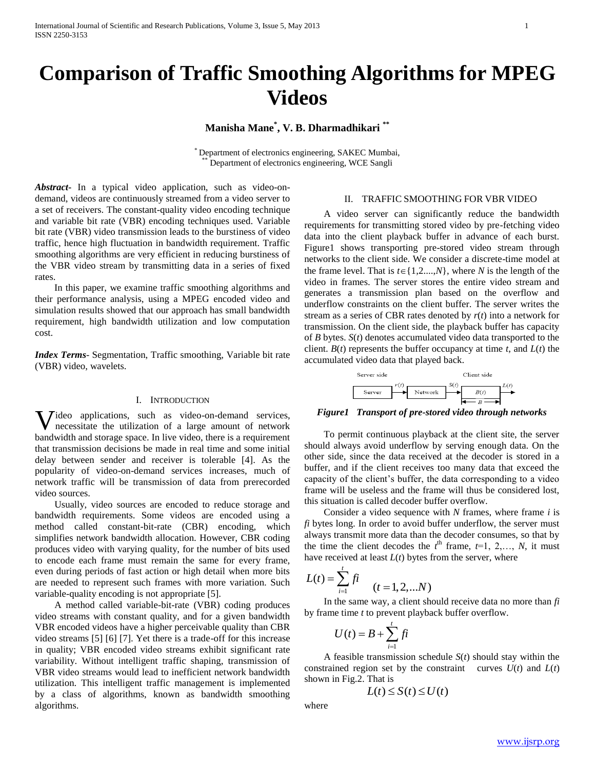# Comparison of Traffic Smoothing Algorithms for MPEG Videos

**Manisha Mane[*], V. B. Dharmadhikari[**]**

[*] Department of electronics engineering, SAKEC Mumbai,
[**] Department of electronics engineering, WCE Sangli

***Abstract***- In a typical video application, such as video-on-demand, videos are continuously streamed from a video server to a set of receivers. The constant-quality video encoding technique and variable bit rate (VBR) encoding techniques used. Variable bit rate (VBR) video transmission leads to the burstiness of video traffic, hence high fluctuation in bandwidth requirement. Traffic smoothing algorithms are very efficient in reducing burstiness of the VBR video stream by transmitting data in a series of fixed rates.

In this paper, we examine traffic smoothing algorithms and their performance analysis, using a MPEG encoded video and simulation results showed that our approach has small bandwidth requirement, high bandwidth utilization and low computation cost.

***Index Terms***- Segmentation, Traffic smoothing, Variable bit rate (VBR) video, wavelets.

## I. INTRODUCTION

Video applications, such as video-on-demand services, necessitate the utilization of a large amount of network bandwidth and storage space. In live video, there is a requirement that transmission decisions be made in real time and some initial delay between sender and receiver is tolerable [4]. As the popularity of video-on-demand services increases, much of network traffic will be transmission of data from prerecorded video sources.

Usually, video sources are encoded to reduce storage and bandwidth requirements. Some videos are encoded using a method called constant-bit-rate (CBR) encoding, which simplifies network bandwidth allocation. However, CBR coding produces video with varying quality, for the number of bits used to encode each frame must remain the same for every frame, even during periods of fast action or high detail when more bits are needed to represent such frames with more variation. Such variable-quality encoding is not appropriate [5].

A method called variable-bit-rate (VBR) coding produces video streams with constant quality, and for a given bandwidth VBR encoded videos have a higher perceivable quality than CBR video streams [5] [6] [7]. Yet there is a trade-off for this increase in quality; VBR encoded video streams exhibit significant rate variability. Without intelligent traffic shaping, transmission of VBR video streams would lead to inefficient network bandwidth utilization. This intelligent traffic management is implemented by a class of algorithms, known as bandwidth smoothing algorithms.

## II. TRAFFIC SMOOTHING FOR VBR VIDEO

A video server can significantly reduce the bandwidth requirements for transmitting stored video by pre-fetching video data into the client playback buffer in advance of each burst. Figure1 shows transporting pre-stored video stream through networks to the client side. We consider a discrete-time model at the frame level. That is $t \in \{1, 2, \ldots, N\}$, where $N$ is the length of the video in frames. The server stores the entire video stream and generates a transmission plan based on the overflow and underflow constraints on the client buffer. The server writes the stream as a series of CBR rates denoted by $r(t)$ into a network for transmission. On the client side, the playback buffer has capacity of $B$ bytes. $S(t)$ denotes accumulated video data transported to the client. $B(t)$ represents the buffer occupancy at time $t$, and $L(t)$ the accumulated video data that played back.

| Server side | | Client side |
|---|---|---|
| Server $\xrightarrow{r(t)}$ | Network $\xrightarrow{S(t)}$ | $B(t)$ (capacity $B$) $\xrightarrow{L(t)}$ |

***Figure1 Transport of pre-stored video through networks***

To permit continuous playback at the client site, the server should always avoid underflow by serving enough data. On the other side, since the data received at the decoder is stored in a buffer, and if the client receives too many data that exceed the capacity of the client's buffer, the data corresponding to a video frame will be useless and the frame will thus be considered lost, this situation is called decoder buffer overflow.

Consider a video sequence with $N$ frames, where frame $i$ is $fi$ bytes long. In order to avoid buffer underflow, the server must always transmit more data than the decoder consumes, so that by the time the client decodes the $t^{\text{th}}$ frame, $t=1, 2, \ldots, N$, it must have received at least $L(t)$ bytes from the server, where

$$L(t) = \sum_{i=1}^{t} fi \qquad (t = 1, 2, \ldots N)$$

In the same way, a client should receive data no more than $fi$ by frame time $t$ to prevent playback buffer overflow.

$$U(t) = B + \sum_{i=1}^{t} fi$$

A feasible transmission schedule $S(t)$ should stay within the constrained region set by the constraint curves $U(t)$ and $L(t)$ shown in Fig.2. That is

$$L(t) \le S(t) \le U(t)$$

where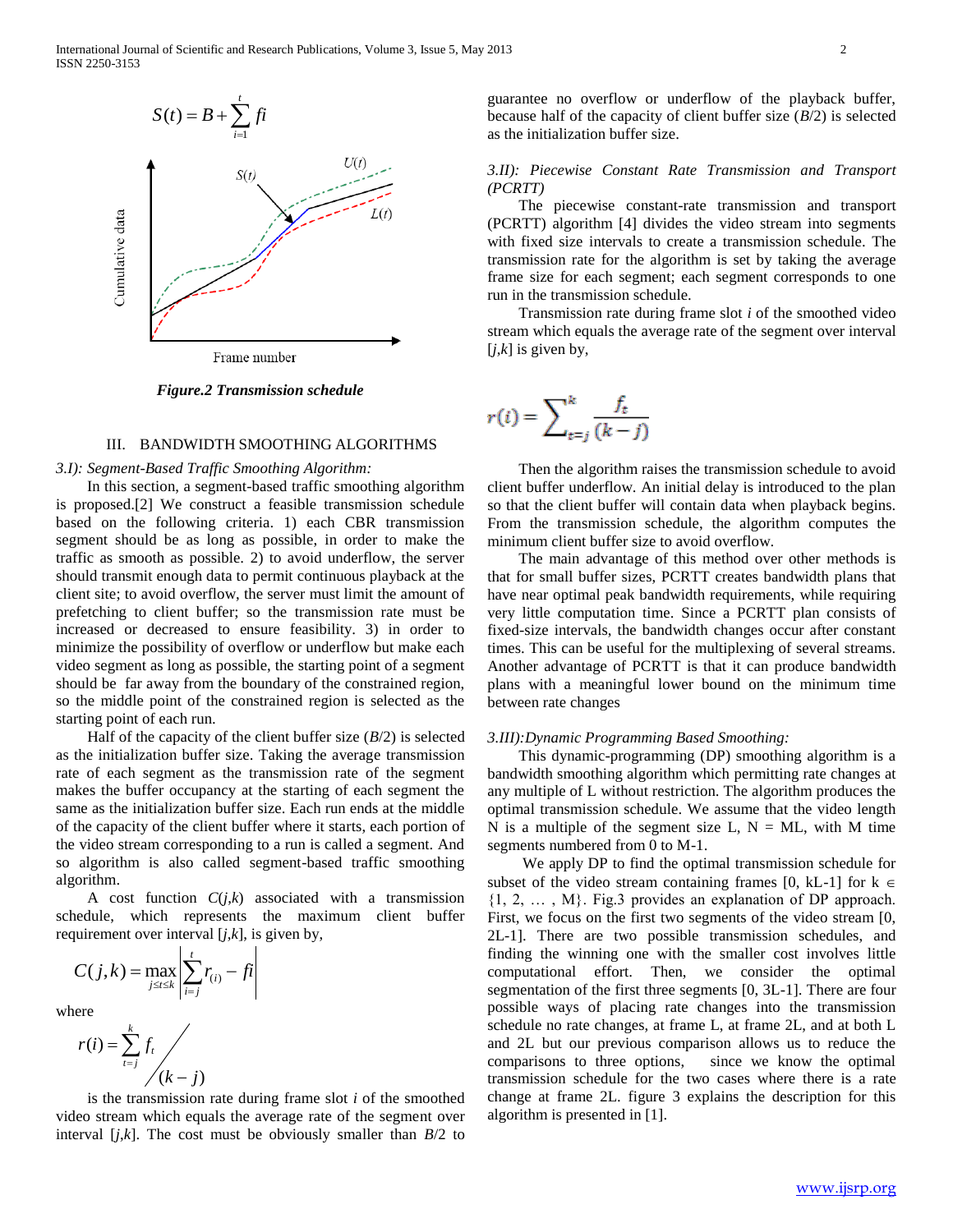$$S(t) = B + \sum_{i=1}^{t} fi$$

*Figure.2 Transmission schedule*

## III. BANDWIDTH SMOOTHING ALGORITHMS

### *3.I): Segment-Based Traffic Smoothing Algorithm:*

In this section, a segment-based traffic smoothing algorithm is proposed.[2] We construct a feasible transmission schedule based on the following criteria. 1) each CBR transmission segment should be as long as possible, in order to make the traffic as smooth as possible. 2) to avoid underflow, the server should transmit enough data to permit continuous playback at the client site; to avoid overflow, the server must limit the amount of prefetching to client buffer; so the transmission rate must be increased or decreased to ensure feasibility. 3) in order to minimize the possibility of overflow or underflow but make each video segment as long as possible, the starting point of a segment should be far away from the boundary of the constrained region, so the middle point of the constrained region is selected as the starting point of each run.

Half of the capacity of the client buffer size ($B/2$) is selected as the initialization buffer size. Taking the average transmission rate of each segment as the transmission rate of the segment makes the buffer occupancy at the starting of each segment the same as the initialization buffer size. Each run ends at the middle of the capacity of the client buffer where it starts, each portion of the video stream corresponding to a run is called a segment. And so algorithm is also called segment-based traffic smoothing algorithm.

A cost function $C(j,k)$ associated with a transmission schedule, which represents the maximum client buffer requirement over interval $[j,k]$, is given by,

$$C(j,k) = \max_{j \le t \le k} \left| \sum_{i=j}^{t} r_{(i)} - fi \right|$$

where

$$r(i) = \sum_{t=j}^{k} f_t \Big/ (k-j)$$

is the transmission rate during frame slot $i$ of the smoothed video stream which equals the average rate of the segment over interval $[j,k]$. The cost must be obviously smaller than $B/2$ to guarantee no overflow or underflow of the playback buffer, because half of the capacity of client buffer size ($B/2$) is selected as the initialization buffer size.

### *3.II): Piecewise Constant Rate Transmission and Transport (PCRTT)*

The piecewise constant-rate transmission and transport (PCRTT) algorithm [4] divides the video stream into segments with fixed size intervals to create a transmission schedule. The transmission rate for the algorithm is set by taking the average frame size for each segment; each segment corresponds to one run in the transmission schedule.

Transmission rate during frame slot $i$ of the smoothed video stream which equals the average rate of the segment over interval $[j,k]$ is given by,

$$r(i) = \sum_{t=j}^{k} \frac{f_t}{(k-j)}$$

Then the algorithm raises the transmission schedule to avoid client buffer underflow. An initial delay is introduced to the plan so that the client buffer will contain data when playback begins. From the transmission schedule, the algorithm computes the minimum client buffer size to avoid overflow.

The main advantage of this method over other methods is that for small buffer sizes, PCRTT creates bandwidth plans that have near optimal peak bandwidth requirements, while requiring very little computation time. Since a PCRTT plan consists of fixed-size intervals, the bandwidth changes occur after constant times. This can be useful for the multiplexing of several streams. Another advantage of PCRTT is that it can produce bandwidth plans with a meaningful lower bound on the minimum time between rate changes

### *3.III):Dynamic Programming Based Smoothing:*

This dynamic-programming (DP) smoothing algorithm is a bandwidth smoothing algorithm which permitting rate changes at any multiple of L without restriction. The algorithm produces the optimal transmission schedule. We assume that the video length N is a multiple of the segment size L, N = ML, with M time segments numbered from 0 to M-1.

We apply DP to find the optimal transmission schedule for subset of the video stream containing frames [0, kL-1] for $k \in \{1, 2, \ldots, M\}$. Fig.3 provides an explanation of DP approach. First, we focus on the first two segments of the video stream [0, 2L-1]. There are two possible transmission schedules, and finding the winning one with the smaller cost involves little computational effort. Then, we consider the optimal segmentation of the first three segments [0, 3L-1]. There are four possible ways of placing rate changes into the transmission schedule no rate changes, at frame L, at frame 2L, and at both L and 2L but our previous comparison allows us to reduce the comparisons to three options, since we know the optimal transmission schedule for the two cases where there is a rate change at frame 2L. figure 3 explains the description for this algorithm is presented in [1].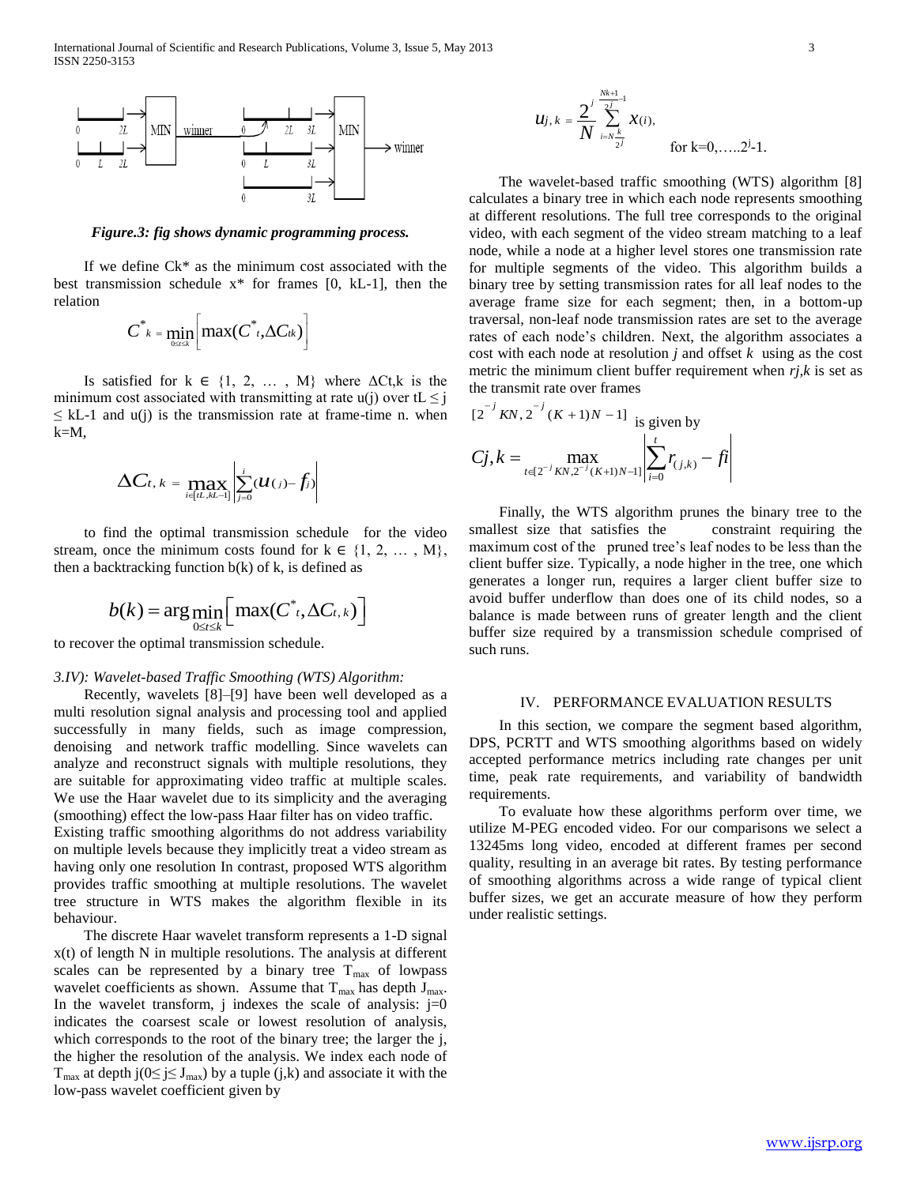*Figure.3: fig shows dynamic programming process.*

If we define Ck* as the minimum cost associated with the best transmission schedule x* for frames [0, kL-1], then the relation

$$C^*_k = \min_{0 \le t \le k} \left[ \max(C^*_t, \Delta C_{tk}) \right]$$

Is satisfied for k ∈ {1, 2, … , M} where ΔCt,k is the minimum cost associated with transmitting at rate u(j) over tL ≤ j ≤ kL-1 and u(j) is the transmission rate at frame-time n. when k=M,

$$\Delta C_{t,k} = \max_{i \in [tL, kL-1]} \left| \sum_{j=0}^{i} (u_{(j)} - f_j) \right|$$

to find the optimal transmission schedule for the video stream, once the minimum costs found for k ∈ {1, 2, … , M}, then a backtracking function b(k) of k, is defined as

$$b(k) = \arg\min_{0 \le t \le k} \left[ \max(C^*_t, \Delta C_{t,k}) \right]$$

to recover the optimal transmission schedule.

### *3.IV): Wavelet-based Traffic Smoothing (WTS) Algorithm:*

Recently, wavelets [8]–[9] have been well developed as a multi resolution signal analysis and processing tool and applied successfully in many fields, such as image compression, denoising and network traffic modelling. Since wavelets can analyze and reconstruct signals with multiple resolutions, they are suitable for approximating video traffic at multiple scales. We use the Haar wavelet due to its simplicity and the averaging (smoothing) effect the low-pass Haar filter has on video traffic.

Existing traffic smoothing algorithms do not address variability on multiple levels because they implicitly treat a video stream as having only one resolution In contrast, proposed WTS algorithm provides traffic smoothing at multiple resolutions. The wavelet tree structure in WTS makes the algorithm flexible in its behaviour.

The discrete Haar wavelet transform represents a 1-D signal x(t) of length N in multiple resolutions. The analysis at different scales can be represented by a binary tree $T_{max}$ of lowpass wavelet coefficients as shown. Assume that $T_{max}$ has depth $J_{max}$. In the wavelet transform, j indexes the scale of analysis: j=0 indicates the coarsest scale or lowest resolution of analysis, which corresponds to the root of the binary tree; the larger the j, the higher the resolution of the analysis. We index each node of $T_{max}$ at depth $j(0 \le j \le J_{max})$ by a tuple (j,k) and associate it with the low-pass wavelet coefficient given by

$$u_{j,k} = \frac{2^j}{N} \sum_{i=N\frac{k}{2^j}}^{N\frac{k+1}{2^j}-1} x(i), \qquad \text{for } k=0,\ldots,2^j-1.$$

The wavelet-based traffic smoothing (WTS) algorithm [8] calculates a binary tree in which each node represents smoothing at different resolutions. The full tree corresponds to the original video, with each segment of the video stream matching to a leaf node, while a node at a higher level stores one transmission rate for multiple segments of the video. This algorithm builds a binary tree by setting transmission rates for all leaf nodes to the average frame size for each segment; then, in a bottom-up traversal, non-leaf node transmission rates are set to the average rates of each node's children. Next, the algorithm associates a cost with each node at resolution *j* and offset *k* using as the cost metric the minimum client buffer requirement when *rj,k* is set as the transmit rate over frames

$[2^{-j}KN, 2^{-j}(K+1)N-1]$ is given by

$$Cj,k = \max_{t \in [2^{-j}KN, 2^{-j}(K+1)N-1]} \left| \sum_{i=0}^{t} r_{(j,k)} - fi \right|$$

Finally, the WTS algorithm prunes the binary tree to the smallest size that satisfies the constraint requiring the maximum cost of the pruned tree's leaf nodes to be less than the client buffer size. Typically, a node higher in the tree, one which generates a longer run, requires a larger client buffer size to avoid buffer underflow than does one of its child nodes, so a balance is made between runs of greater length and the client buffer size required by a transmission schedule comprised of such runs.

## IV. PERFORMANCE EVALUATION RESULTS

In this section, we compare the segment based algorithm, DPS, PCRTT and WTS smoothing algorithms based on widely accepted performance metrics including rate changes per unit time, peak rate requirements, and variability of bandwidth requirements.

To evaluate how these algorithms perform over time, we utilize M-PEG encoded video. For our comparisons we select a 13245ms long video, encoded at different frames per second quality, resulting in an average bit rates. By testing performance of smoothing algorithms across a wide range of typical client buffer sizes, we get an accurate measure of how they perform under realistic settings.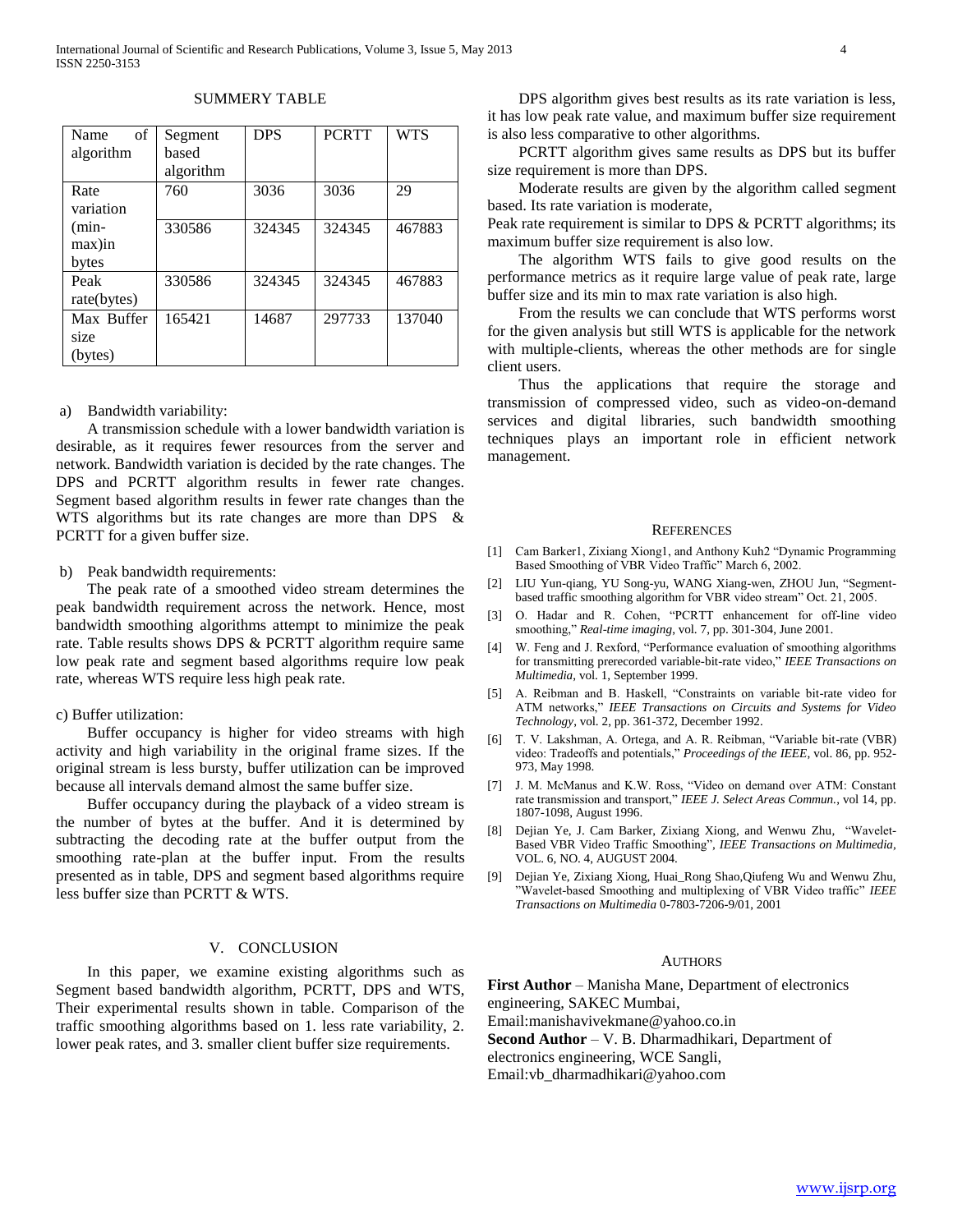SUMMERY TABLE

| Name of algorithm | Segment based algorithm | DPS | PCRTT | WTS |
|---|---|---|---|---|
| Rate variation (min-max)in bytes | 760 | 3036 | 3036 | 29 |
| | 330586 | 324345 | 324345 | 467883 |
| Peak rate(bytes) | 330586 | 324345 | 324345 | 467883 |
| Max Buffer size (bytes) | 165421 | 14687 | 297733 | 137040 |

a) Bandwidth variability:

A transmission schedule with a lower bandwidth variation is desirable, as it requires fewer resources from the server and network. Bandwidth variation is decided by the rate changes. The DPS and PCRTT algorithm results in fewer rate changes. Segment based algorithm results in fewer rate changes than the WTS algorithms but its rate changes are more than DPS & PCRTT for a given buffer size.

b) Peak bandwidth requirements:

The peak rate of a smoothed video stream determines the peak bandwidth requirement across the network. Hence, most bandwidth smoothing algorithms attempt to minimize the peak rate. Table results shows DPS & PCRTT algorithm require same low peak rate and segment based algorithms require low peak rate, whereas WTS require less high peak rate.

c) Buffer utilization:

Buffer occupancy is higher for video streams with high activity and high variability in the original frame sizes. If the original stream is less bursty, buffer utilization can be improved because all intervals demand almost the same buffer size.

Buffer occupancy during the playback of a video stream is the number of bytes at the buffer. And it is determined by subtracting the decoding rate at the buffer output from the smoothing rate-plan at the buffer input. From the results presented as in table, DPS and segment based algorithms require less buffer size than PCRTT & WTS.

## V. CONCLUSION

In this paper, we examine existing algorithms such as Segment based bandwidth algorithm, PCRTT, DPS and WTS, Their experimental results shown in table. Comparison of the traffic smoothing algorithms based on 1. less rate variability, 2. lower peak rates, and 3. smaller client buffer size requirements.

DPS algorithm gives best results as its rate variation is less, it has low peak rate value, and maximum buffer size requirement is also less comparative to other algorithms.

PCRTT algorithm gives same results as DPS but its buffer size requirement is more than DPS.

Moderate results are given by the algorithm called segment based. Its rate variation is moderate,
Peak rate requirement is similar to DPS & PCRTT algorithms; its maximum buffer size requirement is also low.

The algorithm WTS fails to give good results on the performance metrics as it require large value of peak rate, large buffer size and its min to max rate variation is also high.

From the results we can conclude that WTS performs worst for the given analysis but still WTS is applicable for the network with multiple-clients, whereas the other methods are for single client users.

Thus the applications that require the storage and transmission of compressed video, such as video-on-demand services and digital libraries, such bandwidth smoothing techniques plays an important role in efficient network management.

## REFERENCES

[1] Cam Barker1, Zixiang Xiong1, and Anthony Kuh2 "Dynamic Programming Based Smoothing of VBR Video Traffic" March 6, 2002.

[2] LIU Yun-qiang, YU Song-yu, WANG Xiang-wen, ZHOU Jun, "Segment-based traffic smoothing algorithm for VBR video stream" Oct. 21, 2005.

[3] O. Hadar and R. Cohen, "PCRTT enhancement for off-line video smoothing," *Real-time imaging*, vol. 7, pp. 301-304, June 2001.

[4] W. Feng and J. Rexford, "Performance evaluation of smoothing algorithms for transmitting prerecorded variable-bit-rate video," *IEEE Transactions on Multimedia*, vol. 1, September 1999.

[5] A. Reibman and B. Haskell, "Constraints on variable bit-rate video for ATM networks," *IEEE Transactions on Circuits and Systems for Video Technology*, vol. 2, pp. 361-372, December 1992.

[6] T. V. Lakshman, A. Ortega, and A. R. Reibman, "Variable bit-rate (VBR) video: Tradeoffs and potentials," *Proceedings of the IEEE*, vol. 86, pp. 952-973, May 1998.

[7] J. M. McManus and K.W. Ross, "Video on demand over ATM: Constant rate transmission and transport," *IEEE J. Select Areas Commun.*, vol 14, pp. 1807-1098, August 1996.

[8] Dejian Ye, J. Cam Barker, Zixiang Xiong, and Wenwu Zhu, "Wavelet-Based VBR Video Traffic Smoothing", *IEEE Transactions on Multimedia*, VOL. 6, NO. 4, AUGUST 2004.

[9] Dejian Ye, Zixiang Xiong, Huai_Rong Shao,Qiufeng Wu and Wenwu Zhu, "Wavelet-based Smoothing and multiplexing of VBR Video traffic" *IEEE Transactions on Multimedia* 0-7803-7206-9/01, 2001

## AUTHORS

**First Author** – Manisha Mane, Department of electronics engineering, SAKEC Mumbai,
Email:manishavivekmane@yahoo.co.in

**Second Author** – V. B. Dharmadhikari, Department of electronics engineering, WCE Sangli,
Email:vb_dharmadhikari@yahoo.com